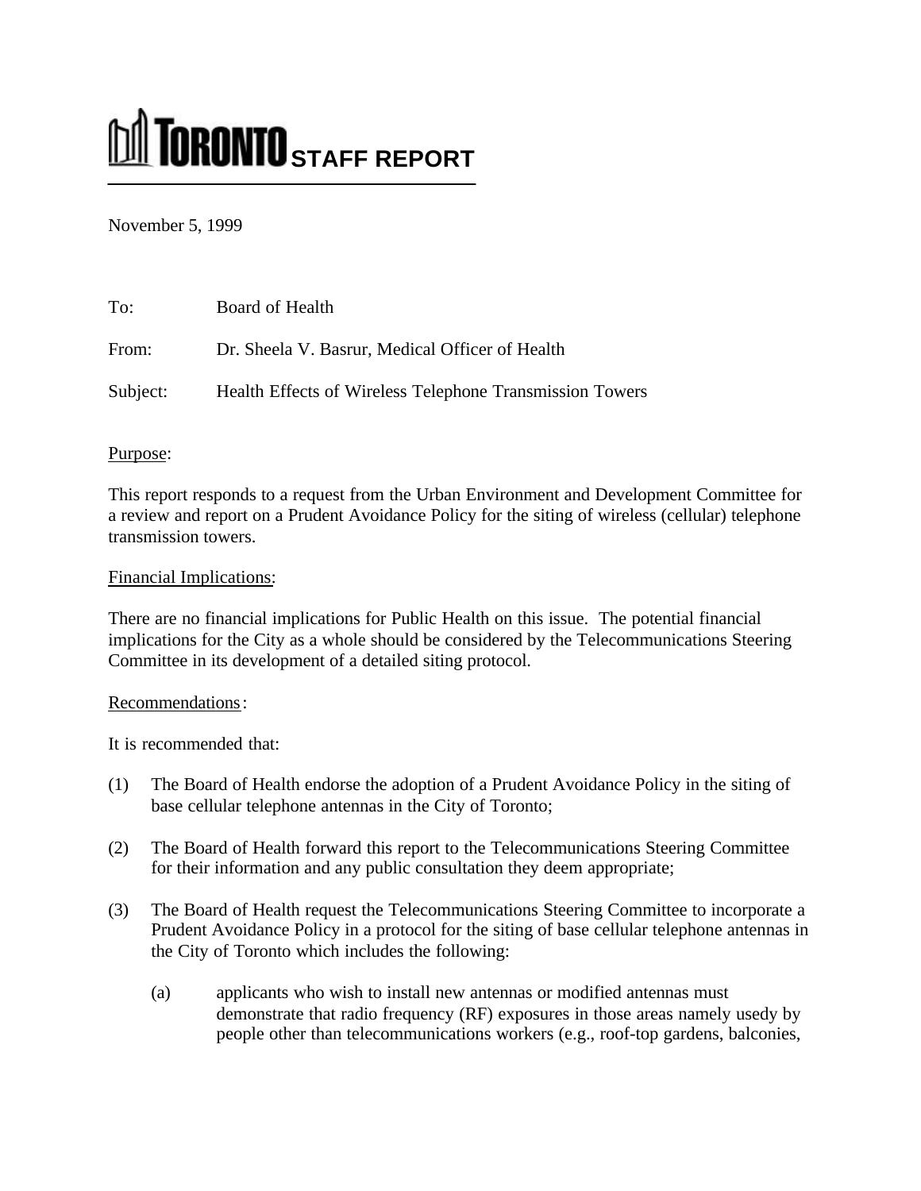# TORONTO STAFF REPORT

November 5, 1999

To: Board of Health

From: Dr. Sheela V. Basrur, Medical Officer of Health

Subject: Health Effects of Wireless Telephone Transmission Towers

Purpose:

This report responds to a request from the Urban Environment and Development Committee for a review and report on a Prudent Avoidance Policy for the siting of wireless (cellular) telephone transmission towers.

Financial Implications:

There are no financial implications for Public Health on this issue. The potential financial implications for the City as a whole should be considered by the Telecommunications Steering Committee in its development of a detailed siting protocol.

Recommendations:

It is recommended that:

(1) The Board of Health endorse the adoption of a Prudent Avoidance Policy in the siting of base cellular telephone antennas in the City of Toronto;

(2) The Board of Health forward this report to the Telecommunications Steering Committee for their information and any public consultation they deem appropriate;

(3) The Board of Health request the Telecommunications Steering Committee to incorporate a Prudent Avoidance Policy in a protocol for the siting of base cellular telephone antennas in the City of Toronto which includes the following:

(a) applicants who wish to install new antennas or modified antennas must demonstrate that radio frequency (RF) exposures in those areas namely usedy by people other than telecommunications workers (e.g., roof-top gardens, balconies,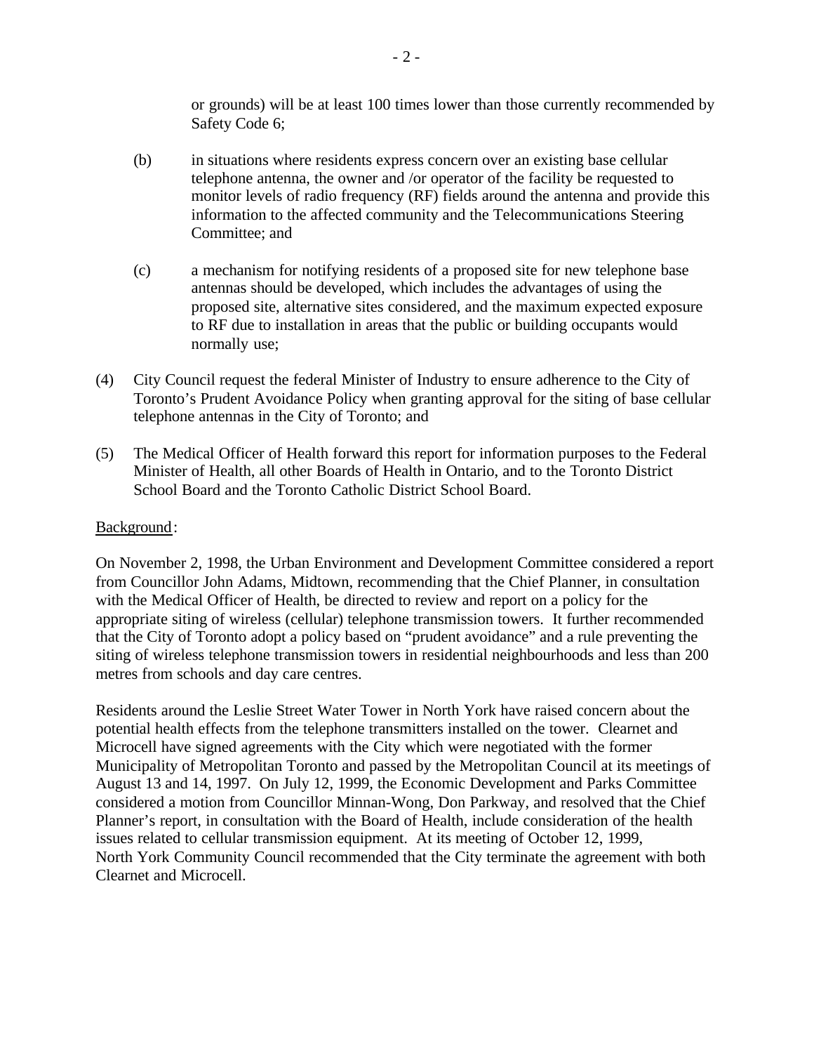or grounds) will be at least 100 times lower than those currently recommended by Safety Code 6;

(b) in situations where residents express concern over an existing base cellular telephone antenna, the owner and /or operator of the facility be requested to monitor levels of radio frequency (RF) fields around the antenna and provide this information to the affected community and the Telecommunications Steering Committee; and

(c) a mechanism for notifying residents of a proposed site for new telephone base antennas should be developed, which includes the advantages of using the proposed site, alternative sites considered, and the maximum expected exposure to RF due to installation in areas that the public or building occupants would normally use;

(4) City Council request the federal Minister of Industry to ensure adherence to the City of Toronto's Prudent Avoidance Policy when granting approval for the siting of base cellular telephone antennas in the City of Toronto; and

(5) The Medical Officer of Health forward this report for information purposes to the Federal Minister of Health, all other Boards of Health in Ontario, and to the Toronto District School Board and the Toronto Catholic District School Board.

Background:

On November 2, 1998, the Urban Environment and Development Committee considered a report from Councillor John Adams, Midtown, recommending that the Chief Planner, in consultation with the Medical Officer of Health, be directed to review and report on a policy for the appropriate siting of wireless (cellular) telephone transmission towers. It further recommended that the City of Toronto adopt a policy based on "prudent avoidance" and a rule preventing the siting of wireless telephone transmission towers in residential neighbourhoods and less than 200 metres from schools and day care centres.

Residents around the Leslie Street Water Tower in North York have raised concern about the potential health effects from the telephone transmitters installed on the tower. Clearnet and Microcell have signed agreements with the City which were negotiated with the former Municipality of Metropolitan Toronto and passed by the Metropolitan Council at its meetings of August 13 and 14, 1997. On July 12, 1999, the Economic Development and Parks Committee considered a motion from Councillor Minnan-Wong, Don Parkway, and resolved that the Chief Planner's report, in consultation with the Board of Health, include consideration of the health issues related to cellular transmission equipment. At its meeting of October 12, 1999, North York Community Council recommended that the City terminate the agreement with both Clearnet and Microcell.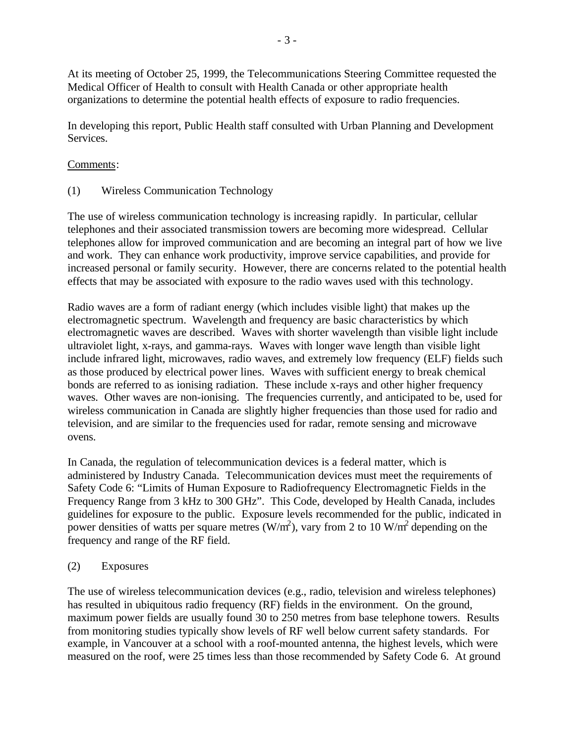At its meeting of October 25, 1999, the Telecommunications Steering Committee requested the Medical Officer of Health to consult with Health Canada or other appropriate health organizations to determine the potential health effects of exposure to radio frequencies.

In developing this report, Public Health staff consulted with Urban Planning and Development Services.

Comments:

(1) Wireless Communication Technology

The use of wireless communication technology is increasing rapidly. In particular, cellular telephones and their associated transmission towers are becoming more widespread. Cellular telephones allow for improved communication and are becoming an integral part of how we live and work. They can enhance work productivity, improve service capabilities, and provide for increased personal or family security. However, there are concerns related to the potential health effects that may be associated with exposure to the radio waves used with this technology.

Radio waves are a form of radiant energy (which includes visible light) that makes up the electromagnetic spectrum. Wavelength and frequency are basic characteristics by which electromagnetic waves are described. Waves with shorter wavelength than visible light include ultraviolet light, x-rays, and gamma-rays. Waves with longer wave length than visible light include infrared light, microwaves, radio waves, and extremely low frequency (ELF) fields such as those produced by electrical power lines. Waves with sufficient energy to break chemical bonds are referred to as ionising radiation. These include x-rays and other higher frequency waves. Other waves are non-ionising. The frequencies currently, and anticipated to be, used for wireless communication in Canada are slightly higher frequencies than those used for radio and television, and are similar to the frequencies used for radar, remote sensing and microwave ovens.

In Canada, the regulation of telecommunication devices is a federal matter, which is administered by Industry Canada. Telecommunication devices must meet the requirements of Safety Code 6: "Limits of Human Exposure to Radiofrequency Electromagnetic Fields in the Frequency Range from 3 kHz to 300 GHz". This Code, developed by Health Canada, includes guidelines for exposure to the public. Exposure levels recommended for the public, indicated in power densities of watts per square metres ($W/m^2$), vary from 2 to 10 $W/m^2$ depending on the frequency and range of the RF field.

(2) Exposures

The use of wireless telecommunication devices (e.g., radio, television and wireless telephones) has resulted in ubiquitous radio frequency (RF) fields in the environment. On the ground, maximum power fields are usually found 30 to 250 metres from base telephone towers. Results from monitoring studies typically show levels of RF well below current safety standards. For example, in Vancouver at a school with a roof-mounted antenna, the highest levels, which were measured on the roof, were 25 times less than those recommended by Safety Code 6. At ground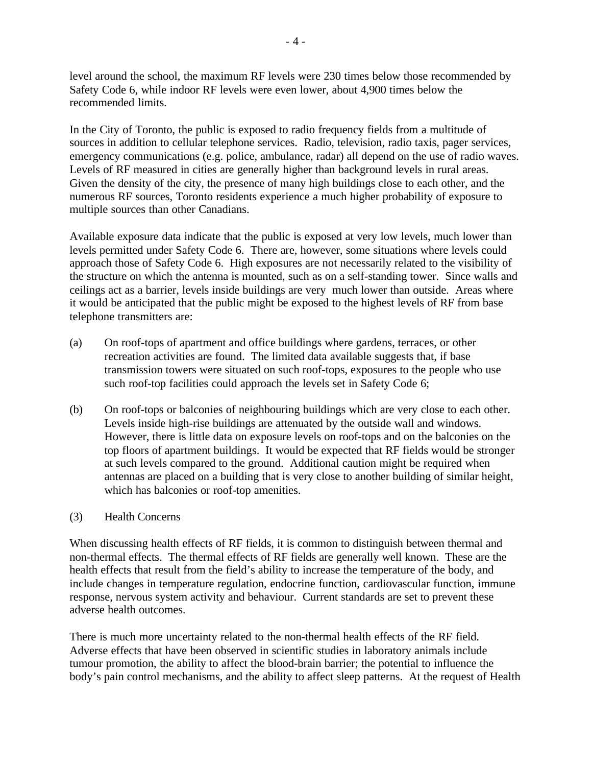level around the school, the maximum RF levels were 230 times below those recommended by Safety Code 6, while indoor RF levels were even lower, about 4,900 times below the recommended limits.

In the City of Toronto, the public is exposed to radio frequency fields from a multitude of sources in addition to cellular telephone services. Radio, television, radio taxis, pager services, emergency communications (e.g. police, ambulance, radar) all depend on the use of radio waves. Levels of RF measured in cities are generally higher than background levels in rural areas. Given the density of the city, the presence of many high buildings close to each other, and the numerous RF sources, Toronto residents experience a much higher probability of exposure to multiple sources than other Canadians.

Available exposure data indicate that the public is exposed at very low levels, much lower than levels permitted under Safety Code 6. There are, however, some situations where levels could approach those of Safety Code 6. High exposures are not necessarily related to the visibility of the structure on which the antenna is mounted, such as on a self-standing tower. Since walls and ceilings act as a barrier, levels inside buildings are very much lower than outside. Areas where it would be anticipated that the public might be exposed to the highest levels of RF from base telephone transmitters are:

(a) On roof-tops of apartment and office buildings where gardens, terraces, or other recreation activities are found. The limited data available suggests that, if base transmission towers were situated on such roof-tops, exposures to the people who use such roof-top facilities could approach the levels set in Safety Code 6;

(b) On roof-tops or balconies of neighbouring buildings which are very close to each other. Levels inside high-rise buildings are attenuated by the outside wall and windows. However, there is little data on exposure levels on roof-tops and on the balconies on the top floors of apartment buildings. It would be expected that RF fields would be stronger at such levels compared to the ground. Additional caution might be required when antennas are placed on a building that is very close to another building of similar height, which has balconies or roof-top amenities.

(3) Health Concerns

When discussing health effects of RF fields, it is common to distinguish between thermal and non-thermal effects. The thermal effects of RF fields are generally well known. These are the health effects that result from the field's ability to increase the temperature of the body, and include changes in temperature regulation, endocrine function, cardiovascular function, immune response, nervous system activity and behaviour. Current standards are set to prevent these adverse health outcomes.

There is much more uncertainty related to the non-thermal health effects of the RF field. Adverse effects that have been observed in scientific studies in laboratory animals include tumour promotion, the ability to affect the blood-brain barrier; the potential to influence the body's pain control mechanisms, and the ability to affect sleep patterns. At the request of Health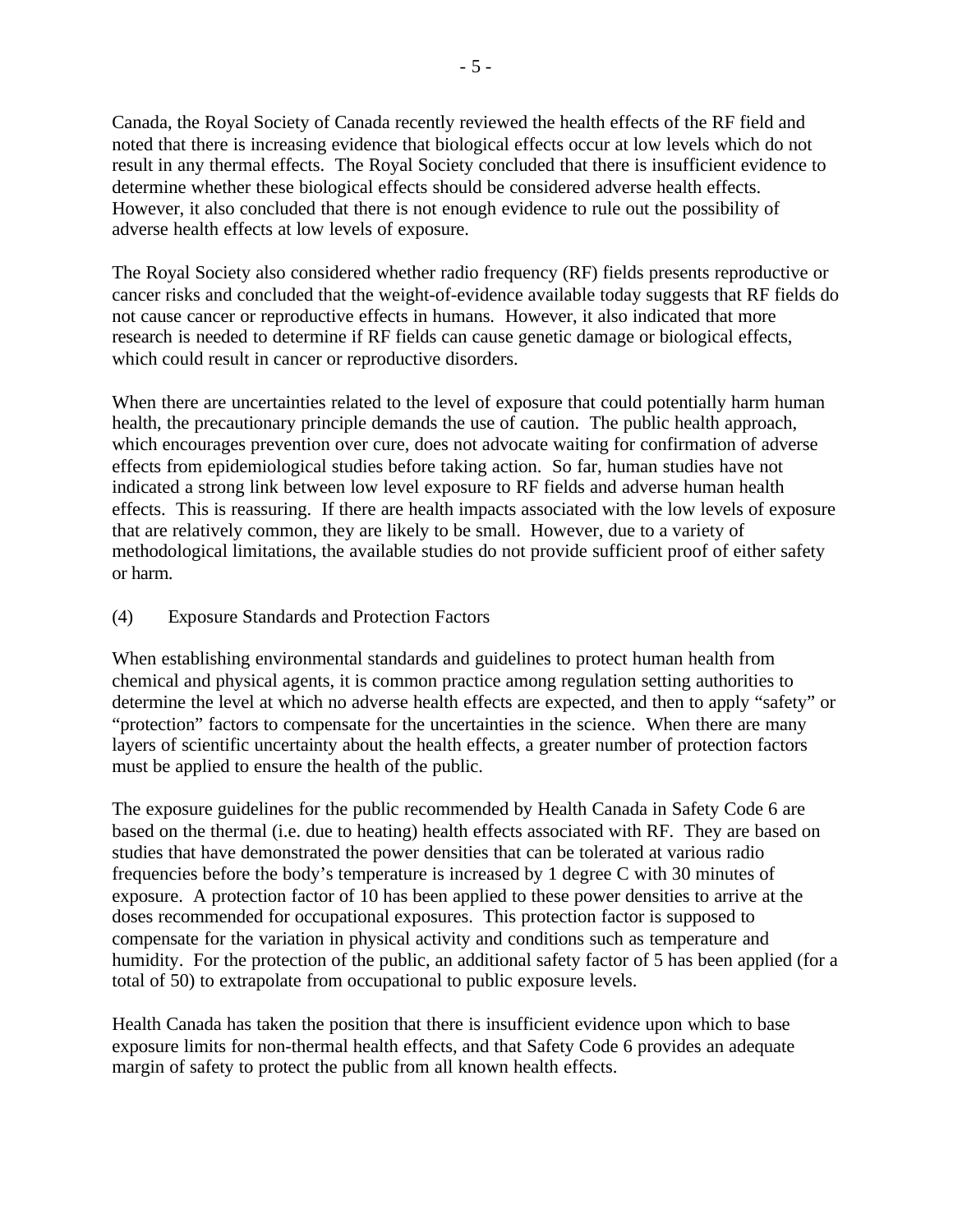Canada, the Royal Society of Canada recently reviewed the health effects of the RF field and noted that there is increasing evidence that biological effects occur at low levels which do not result in any thermal effects. The Royal Society concluded that there is insufficient evidence to determine whether these biological effects should be considered adverse health effects. However, it also concluded that there is not enough evidence to rule out the possibility of adverse health effects at low levels of exposure.

The Royal Society also considered whether radio frequency (RF) fields presents reproductive or cancer risks and concluded that the weight-of-evidence available today suggests that RF fields do not cause cancer or reproductive effects in humans. However, it also indicated that more research is needed to determine if RF fields can cause genetic damage or biological effects, which could result in cancer or reproductive disorders.

When there are uncertainties related to the level of exposure that could potentially harm human health, the precautionary principle demands the use of caution. The public health approach, which encourages prevention over cure, does not advocate waiting for confirmation of adverse effects from epidemiological studies before taking action. So far, human studies have not indicated a strong link between low level exposure to RF fields and adverse human health effects. This is reassuring. If there are health impacts associated with the low levels of exposure that are relatively common, they are likely to be small. However, due to a variety of methodological limitations, the available studies do not provide sufficient proof of either safety or harm.

## (4) Exposure Standards and Protection Factors

When establishing environmental standards and guidelines to protect human health from chemical and physical agents, it is common practice among regulation setting authorities to determine the level at which no adverse health effects are expected, and then to apply "safety" or "protection" factors to compensate for the uncertainties in the science. When there are many layers of scientific uncertainty about the health effects, a greater number of protection factors must be applied to ensure the health of the public.

The exposure guidelines for the public recommended by Health Canada in Safety Code 6 are based on the thermal (i.e. due to heating) health effects associated with RF. They are based on studies that have demonstrated the power densities that can be tolerated at various radio frequencies before the body's temperature is increased by 1 degree C with 30 minutes of exposure. A protection factor of 10 has been applied to these power densities to arrive at the doses recommended for occupational exposures. This protection factor is supposed to compensate for the variation in physical activity and conditions such as temperature and humidity. For the protection of the public, an additional safety factor of 5 has been applied (for a total of 50) to extrapolate from occupational to public exposure levels.

Health Canada has taken the position that there is insufficient evidence upon which to base exposure limits for non-thermal health effects, and that Safety Code 6 provides an adequate margin of safety to protect the public from all known health effects.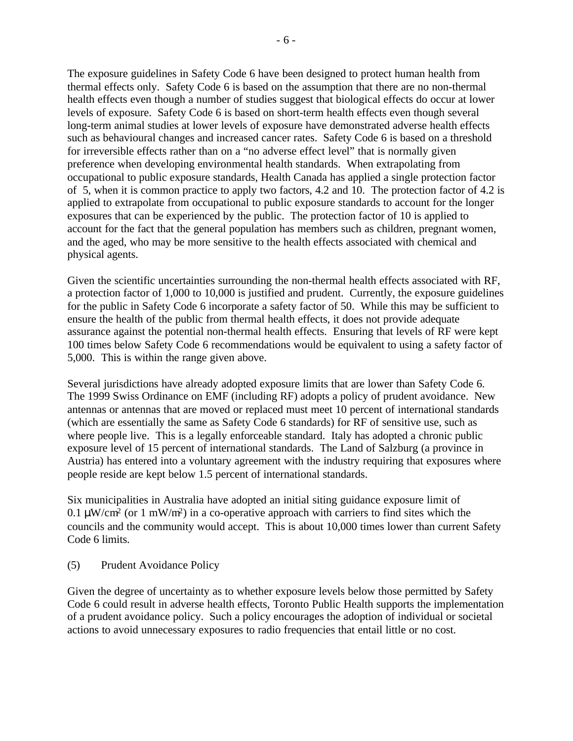The exposure guidelines in Safety Code 6 have been designed to protect human health from thermal effects only. Safety Code 6 is based on the assumption that there are no non-thermal health effects even though a number of studies suggest that biological effects do occur at lower levels of exposure. Safety Code 6 is based on short-term health effects even though several long-term animal studies at lower levels of exposure have demonstrated adverse health effects such as behavioural changes and increased cancer rates. Safety Code 6 is based on a threshold for irreversible effects rather than on a "no adverse effect level" that is normally given preference when developing environmental health standards. When extrapolating from occupational to public exposure standards, Health Canada has applied a single protection factor of 5, when it is common practice to apply two factors, 4.2 and 10. The protection factor of 4.2 is applied to extrapolate from occupational to public exposure standards to account for the longer exposures that can be experienced by the public. The protection factor of 10 is applied to account for the fact that the general population has members such as children, pregnant women, and the aged, who may be more sensitive to the health effects associated with chemical and physical agents.

Given the scientific uncertainties surrounding the non-thermal health effects associated with RF, a protection factor of 1,000 to 10,000 is justified and prudent. Currently, the exposure guidelines for the public in Safety Code 6 incorporate a safety factor of 50. While this may be sufficient to ensure the health of the public from thermal health effects, it does not provide adequate assurance against the potential non-thermal health effects. Ensuring that levels of RF were kept 100 times below Safety Code 6 recommendations would be equivalent to using a safety factor of 5,000. This is within the range given above.

Several jurisdictions have already adopted exposure limits that are lower than Safety Code 6. The 1999 Swiss Ordinance on EMF (including RF) adopts a policy of prudent avoidance. New antennas or antennas that are moved or replaced must meet 10 percent of international standards (which are essentially the same as Safety Code 6 standards) for RF of sensitive use, such as where people live. This is a legally enforceable standard. Italy has adopted a chronic public exposure level of 15 percent of international standards. The Land of Salzburg (a province in Austria) has entered into a voluntary agreement with the industry requiring that exposures where people reside are kept below 1.5 percent of international standards.

Six municipalities in Australia have adopted an initial siting guidance exposure limit of 0.1 $\mu W/cm^2$ (or 1 $mW/m^2$) in a co-operative approach with carriers to find sites which the councils and the community would accept. This is about 10,000 times lower than current Safety Code 6 limits.

(5) Prudent Avoidance Policy

Given the degree of uncertainty as to whether exposure levels below those permitted by Safety Code 6 could result in adverse health effects, Toronto Public Health supports the implementation of a prudent avoidance policy. Such a policy encourages the adoption of individual or societal actions to avoid unnecessary exposures to radio frequencies that entail little or no cost.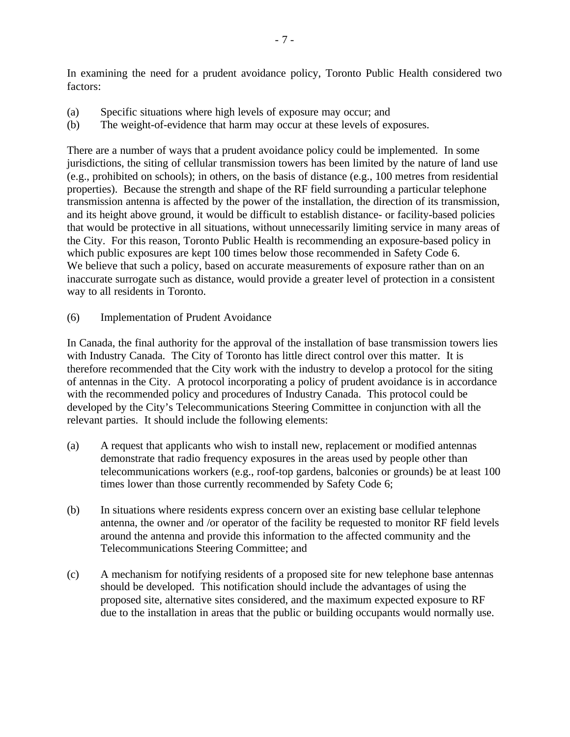In examining the need for a prudent avoidance policy, Toronto Public Health considered two factors:

(a) Specific situations where high levels of exposure may occur; and
(b) The weight-of-evidence that harm may occur at these levels of exposures.

There are a number of ways that a prudent avoidance policy could be implemented. In some jurisdictions, the siting of cellular transmission towers has been limited by the nature of land use (e.g., prohibited on schools); in others, on the basis of distance (e.g., 100 metres from residential properties). Because the strength and shape of the RF field surrounding a particular telephone transmission antenna is affected by the power of the installation, the direction of its transmission, and its height above ground, it would be difficult to establish distance- or facility-based policies that would be protective in all situations, without unnecessarily limiting service in many areas of the City. For this reason, Toronto Public Health is recommending an exposure-based policy in which public exposures are kept 100 times below those recommended in Safety Code 6. We believe that such a policy, based on accurate measurements of exposure rather than on an inaccurate surrogate such as distance, would provide a greater level of protection in a consistent way to all residents in Toronto.

(6) Implementation of Prudent Avoidance

In Canada, the final authority for the approval of the installation of base transmission towers lies with Industry Canada. The City of Toronto has little direct control over this matter. It is therefore recommended that the City work with the industry to develop a protocol for the siting of antennas in the City. A protocol incorporating a policy of prudent avoidance is in accordance with the recommended policy and procedures of Industry Canada. This protocol could be developed by the City's Telecommunications Steering Committee in conjunction with all the relevant parties. It should include the following elements:

(a) A request that applicants who wish to install new, replacement or modified antennas demonstrate that radio frequency exposures in the areas used by people other than telecommunications workers (e.g., roof-top gardens, balconies or grounds) be at least 100 times lower than those currently recommended by Safety Code 6;

(b) In situations where residents express concern over an existing base cellular telephone antenna, the owner and /or operator of the facility be requested to monitor RF field levels around the antenna and provide this information to the affected community and the Telecommunications Steering Committee; and

(c) A mechanism for notifying residents of a proposed site for new telephone base antennas should be developed. This notification should include the advantages of using the proposed site, alternative sites considered, and the maximum expected exposure to RF due to the installation in areas that the public or building occupants would normally use.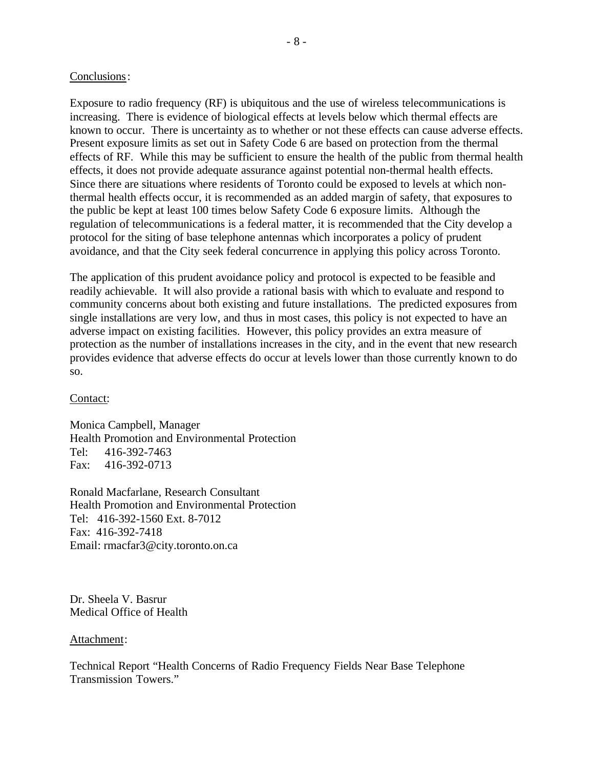Conclusions:

Exposure to radio frequency (RF) is ubiquitous and the use of wireless telecommunications is increasing. There is evidence of biological effects at levels below which thermal effects are known to occur. There is uncertainty as to whether or not these effects can cause adverse effects. Present exposure limits as set out in Safety Code 6 are based on protection from the thermal effects of RF. While this may be sufficient to ensure the health of the public from thermal health effects, it does not provide adequate assurance against potential non-thermal health effects. Since there are situations where residents of Toronto could be exposed to levels at which non-thermal health effects occur, it is recommended as an added margin of safety, that exposures to the public be kept at least 100 times below Safety Code 6 exposure limits. Although the regulation of telecommunications is a federal matter, it is recommended that the City develop a protocol for the siting of base telephone antennas which incorporates a policy of prudent avoidance, and that the City seek federal concurrence in applying this policy across Toronto.

The application of this prudent avoidance policy and protocol is expected to be feasible and readily achievable. It will also provide a rational basis with which to evaluate and respond to community concerns about both existing and future installations. The predicted exposures from single installations are very low, and thus in most cases, this policy is not expected to have an adverse impact on existing facilities. However, this policy provides an extra measure of protection as the number of installations increases in the city, and in the event that new research provides evidence that adverse effects do occur at levels lower than those currently known to do so.

Contact:

Monica Campbell, Manager
Health Promotion and Environmental Protection
Tel: 416-392-7463
Fax: 416-392-0713

Ronald Macfarlane, Research Consultant
Health Promotion and Environmental Protection
Tel: 416-392-1560 Ext. 8-7012
Fax: 416-392-7418
Email: rmacfar3@city.toronto.on.ca

Dr. Sheela V. Basrur
Medical Office of Health

Attachment:

Technical Report "Health Concerns of Radio Frequency Fields Near Base Telephone Transmission Towers."